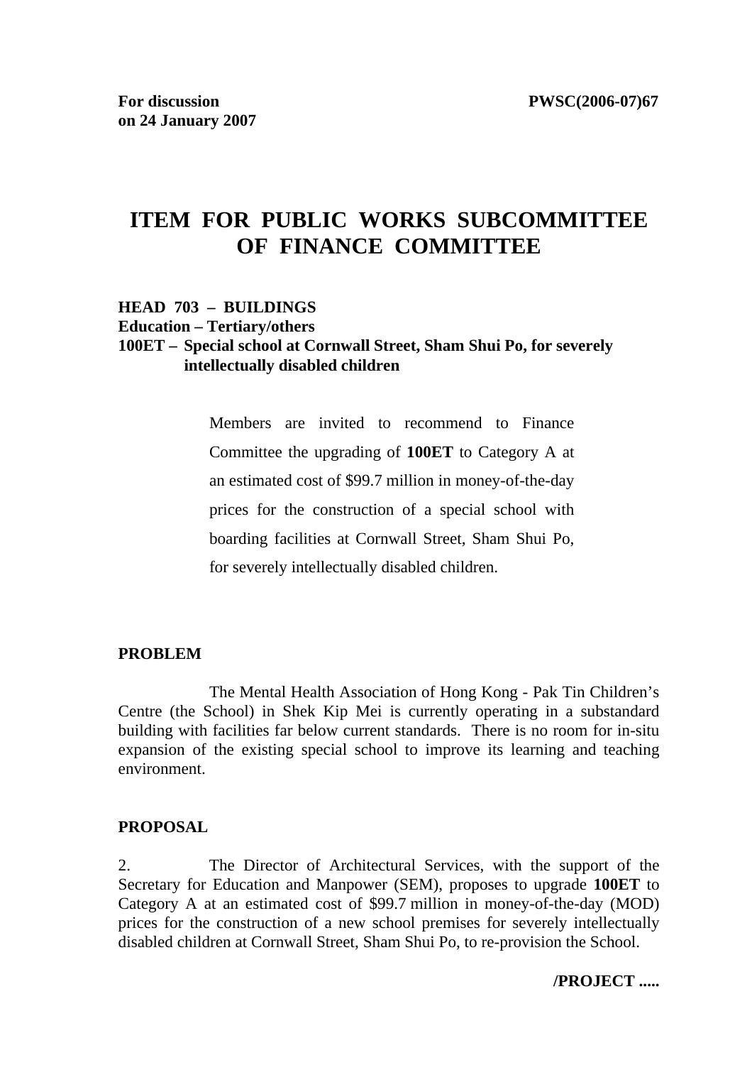**For discussion on 24 January 2007** **PWSC(2006-07)67**

# ITEM FOR PUBLIC WORKS SUBCOMMITTEE OF FINANCE COMMITTEE

**HEAD 703 – BUILDINGS**
**Education – Tertiary/others**
**100ET – Special school at Cornwall Street, Sham Shui Po, for severely intellectually disabled children**

> Members are invited to recommend to Finance Committee the upgrading of **100ET** to Category A at an estimated cost of $99.7 million in money-of-the-day prices for the construction of a special school with boarding facilities at Cornwall Street, Sham Shui Po, for severely intellectually disabled children.

**PROBLEM**

The Mental Health Association of Hong Kong - Pak Tin Children's Centre (the School) in Shek Kip Mei is currently operating in a substandard building with facilities far below current standards. There is no room for in-situ expansion of the existing special school to improve its learning and teaching environment.

**PROPOSAL**

2. The Director of Architectural Services, with the support of the Secretary for Education and Manpower (SEM), proposes to upgrade **100ET** to Category A at an estimated cost of $99.7 million in money-of-the-day (MOD) prices for the construction of a new school premises for severely intellectually disabled children at Cornwall Street, Sham Shui Po, to re-provision the School.

**/PROJECT .....**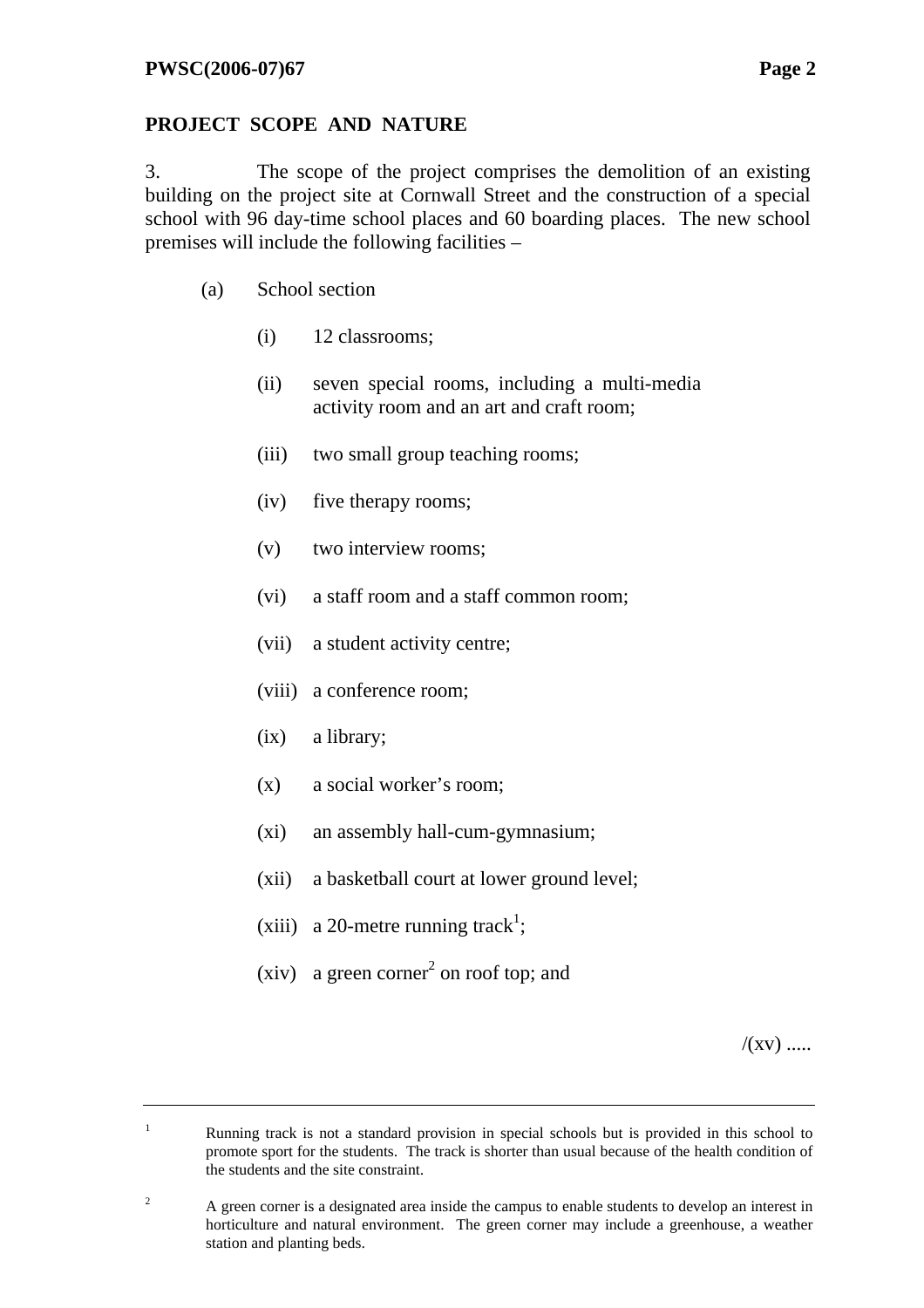**PROJECT SCOPE AND NATURE**

3. The scope of the project comprises the demolition of an existing building on the project site at Cornwall Street and the construction of a special school with 96 day-time school places and 60 boarding places. The new school premises will include the following facilities –

(a) School section

- (i) 12 classrooms;
- (ii) seven special rooms, including a multi-media activity room and an art and craft room;
- (iii) two small group teaching rooms;
- (iv) five therapy rooms;
- (v) two interview rooms;
- (vi) a staff room and a staff common room;
- (vii) a student activity centre;
- (viii) a conference room;
- (ix) a library;
- (x) a social worker's room;
- (xi) an assembly hall-cum-gymnasium;
- (xii) a basketball court at lower ground level;
- (xiii) a 20-metre running track[1];
- (xiv) a green corner[2] on roof top; and

/(xv) .....

---

[1] Running track is not a standard provision in special schools but is provided in this school to promote sport for the students. The track is shorter than usual because of the health condition of the students and the site constraint.

[2] A green corner is a designated area inside the campus to enable students to develop an interest in horticulture and natural environment. The green corner may include a greenhouse, a weather station and planting beds.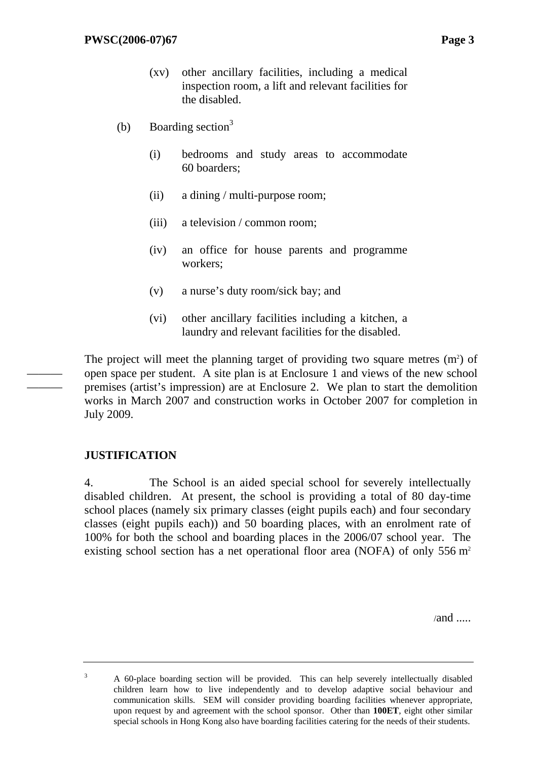(xv) other ancillary facilities, including a medical inspection room, a lift and relevant facilities for the disabled.

(b) Boarding section[3]

(i) bedrooms and study areas to accommodate 60 boarders;

(ii) a dining / multi-purpose room;

(iii) a television / common room;

(iv) an office for house parents and programme workers;

(v) a nurse's duty room/sick bay; and

(vi) other ancillary facilities including a kitchen, a laundry and relevant facilities for the disabled.

The project will meet the planning target of providing two square metres ($m^2$) of open space per student. A site plan is at Enclosure 1 and views of the new school premises (artist's impression) are at Enclosure 2. We plan to start the demolition works in March 2007 and construction works in October 2007 for completion in July 2009.

## JUSTIFICATION

4. The School is an aided special school for severely intellectually disabled children. At present, the school is providing a total of 80 day-time school places (namely six primary classes (eight pupils each) and four secondary classes (eight pupils each)) and 50 boarding places, with an enrolment rate of 100% for both the school and boarding places in the 2006/07 school year. The existing school section has a net operational floor area (NOFA) of only 556 $m^2$

/and .....

---

[3] A 60-place boarding section will be provided. This can help severely intellectually disabled children learn how to live independently and to develop adaptive social behaviour and communication skills. SEM will consider providing boarding facilities whenever appropriate, upon request by and agreement with the school sponsor. Other than **100ET**, eight other similar special schools in Hong Kong also have boarding facilities catering for the needs of their students.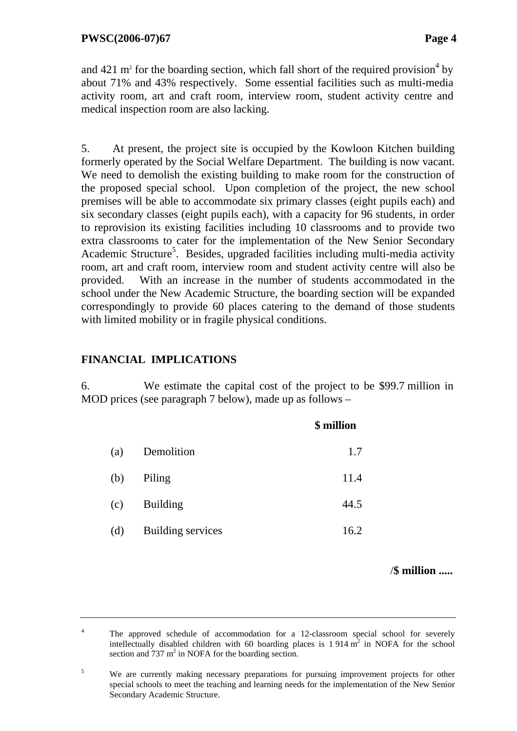and 421 $m^2$ for the boarding section, which fall short of the required provision[4] by about 71% and 43% respectively. Some essential facilities such as multi-media activity room, art and craft room, interview room, student activity centre and medical inspection room are also lacking.

5. At present, the project site is occupied by the Kowloon Kitchen building formerly operated by the Social Welfare Department. The building is now vacant. We need to demolish the existing building to make room for the construction of the proposed special school. Upon completion of the project, the new school premises will be able to accommodate six primary classes (eight pupils each) and six secondary classes (eight pupils each), with a capacity for 96 students, in order to reprovision its existing facilities including 10 classrooms and to provide two extra classrooms to cater for the implementation of the New Senior Secondary Academic Structure[5]. Besides, upgraded facilities including multi-media activity room, art and craft room, interview room and student activity centre will also be provided. With an increase in the number of students accommodated in the school under the New Academic Structure, the boarding section will be expanded correspondingly to provide 60 places catering to the demand of those students with limited mobility or in fragile physical conditions.

## FINANCIAL IMPLICATIONS

6. We estimate the capital cost of the project to be $99.7 million in MOD prices (see paragraph 7 below), made up as follows –

| | | $ million |
|---|---|---|
| (a) | Demolition | 1.7 |
| (b) | Piling | 11.4 |
| (c) | Building | 44.5 |
| (d) | Building services | 16.2 |

/$ million .....

---

[4] The approved schedule of accommodation for a 12-classroom special school for severely intellectually disabled children with 60 boarding places is 1 914 $m^2$ in NOFA for the school section and 737 $m^2$ in NOFA for the boarding section.

[5] We are currently making necessary preparations for pursuing improvement projects for other special schools to meet the teaching and learning needs for the implementation of the New Senior Secondary Academic Structure.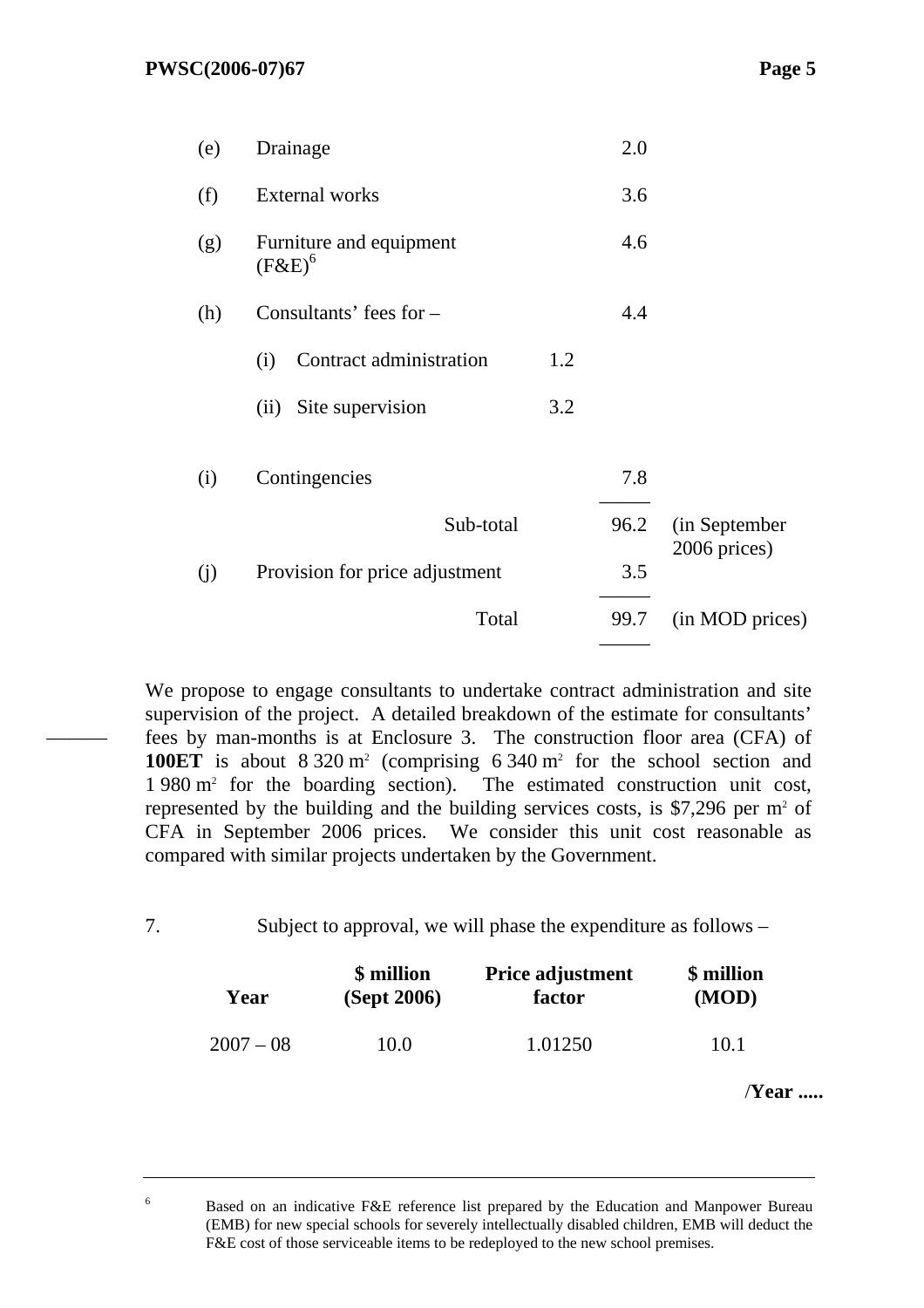| | | | | |
|---|---|---|---|---|
| (e) | Drainage | | 2.0 | |
| (f) | External works | | 3.6 | |
| (g) | Furniture and equipment (F&E)[6] | | 4.6 | |
| (h) | Consultants' fees for – | | 4.4 | |
| | (i) Contract administration | 1.2 | | |
| | (ii) Site supervision | 3.2 | | |
| (i) | Contingencies | | 7.8 | |
| | Sub-total | | 96.2 | (in September 2006 prices) |
| (j) | Provision for price adjustment | | 3.5 | |
| | Total | | 99.7 | (in MOD prices) |

We propose to engage consultants to undertake contract administration and site supervision of the project. A detailed breakdown of the estimate for consultants' fees by man-months is at Enclosure 3. The construction floor area (CFA) of **100ET** is about 8 320 $m^2$ (comprising 6 340 $m^2$ for the school section and 1 980 $m^2$ for the boarding section). The estimated construction unit cost, represented by the building and the building services costs, is $7,296 per $m^2$ of CFA in September 2006 prices. We consider this unit cost reasonable as compared with similar projects undertaken by the Government.

7. Subject to approval, we will phase the expenditure as follows –

| Year | $ million (Sept 2006) | Price adjustment factor | $ million (MOD) |
|---|---|---|---|
| 2007 – 08 | 10.0 | 1.01250 | 10.1 |

/Year .....

---

[6] Based on an indicative F&E reference list prepared by the Education and Manpower Bureau (EMB) for new special schools for severely intellectually disabled children, EMB will deduct the F&E cost of those serviceable items to be redeployed to the new school premises.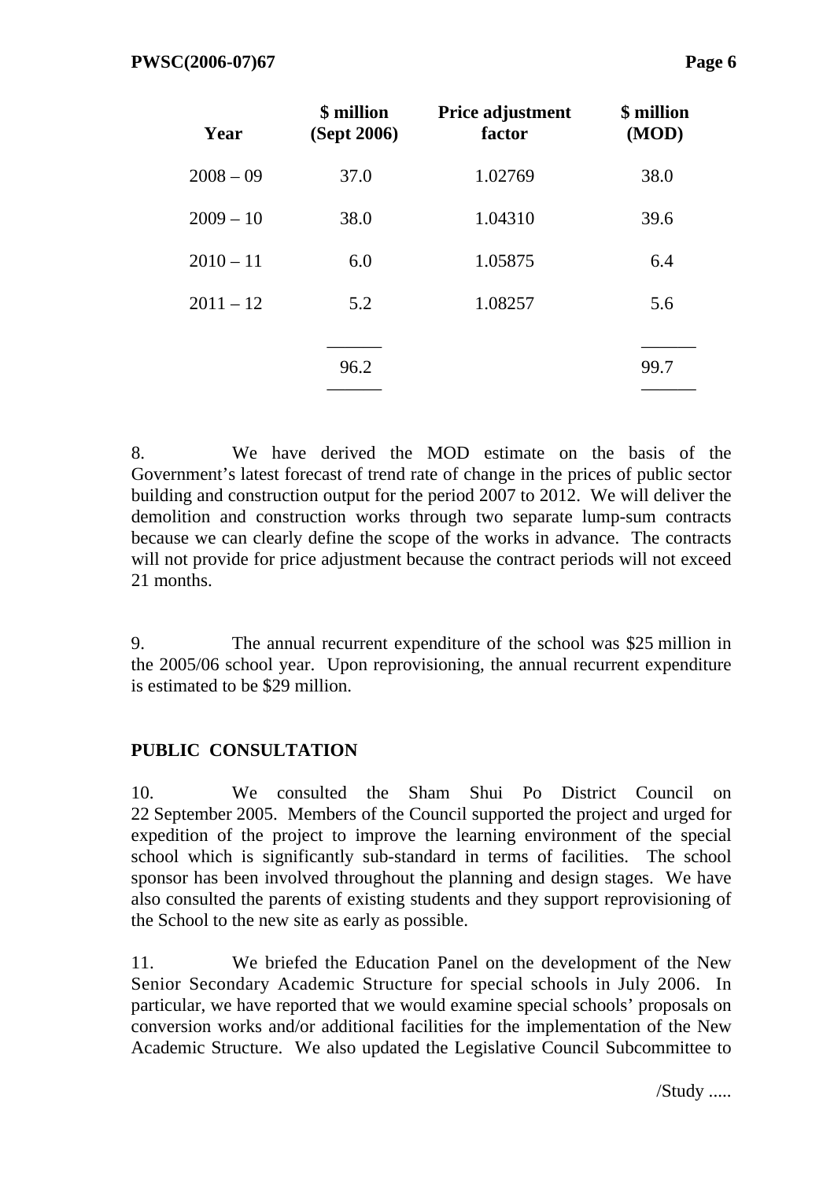| Year | $ million (Sept 2006) | Price adjustment factor | $ million (MOD) |
|---|---|---|---|
| 2008 – 09 | 37.0 | 1.02769 | 38.0 |
| 2009 – 10 | 38.0 | 1.04310 | 39.6 |
| 2010 – 11 | 6.0 | 1.05875 | 6.4 |
| 2011 – 12 | 5.2 | 1.08257 | 5.6 |
| | 96.2 | | 99.7 |

8. We have derived the MOD estimate on the basis of the Government's latest forecast of trend rate of change in the prices of public sector building and construction output for the period 2007 to 2012. We will deliver the demolition and construction works through two separate lump-sum contracts because we can clearly define the scope of the works in advance. The contracts will not provide for price adjustment because the contract periods will not exceed 21 months.

9. The annual recurrent expenditure of the school was $25 million in the 2005/06 school year. Upon reprovisioning, the annual recurrent expenditure is estimated to be $29 million.

**PUBLIC CONSULTATION**

10. We consulted the Sham Shui Po District Council on 22 September 2005. Members of the Council supported the project and urged for expedition of the project to improve the learning environment of the special school which is significantly sub-standard in terms of facilities. The school sponsor has been involved throughout the planning and design stages. We have also consulted the parents of existing students and they support reprovisioning of the School to the new site as early as possible.

11. We briefed the Education Panel on the development of the New Senior Secondary Academic Structure for special schools in July 2006. In particular, we have reported that we would examine special schools' proposals on conversion works and/or additional facilities for the implementation of the New Academic Structure. We also updated the Legislative Council Subcommittee to

/Study .....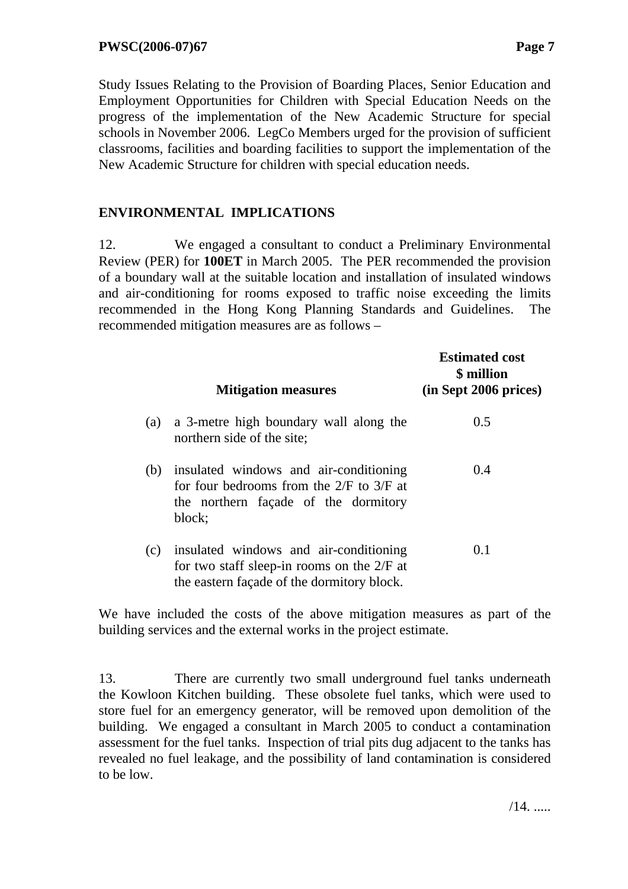Study Issues Relating to the Provision of Boarding Places, Senior Education and Employment Opportunities for Children with Special Education Needs on the progress of the implementation of the New Academic Structure for special schools in November 2006. LegCo Members urged for the provision of sufficient classrooms, facilities and boarding facilities to support the implementation of the New Academic Structure for children with special education needs.

## ENVIRONMENTAL IMPLICATIONS

12. We engaged a consultant to conduct a Preliminary Environmental Review (PER) for **100ET** in March 2005. The PER recommended the provision of a boundary wall at the suitable location and installation of insulated windows and air-conditioning for rooms exposed to traffic noise exceeding the limits recommended in the Hong Kong Planning Standards and Guidelines. The recommended mitigation measures are as follows –

| | Mitigation measures | Estimated cost $ million (in Sept 2006 prices) |
|---|---|---|
| (a) | a 3-metre high boundary wall along the northern side of the site; | 0.5 |
| (b) | insulated windows and air-conditioning for four bedrooms from the 2/F to 3/F at the northern façade of the dormitory block; | 0.4 |
| (c) | insulated windows and air-conditioning for two staff sleep-in rooms on the 2/F at the eastern façade of the dormitory block. | 0.1 |

We have included the costs of the above mitigation measures as part of the building services and the external works in the project estimate.

13. There are currently two small underground fuel tanks underneath the Kowloon Kitchen building. These obsolete fuel tanks, which were used to store fuel for an emergency generator, will be removed upon demolition of the building. We engaged a consultant in March 2005 to conduct a contamination assessment for the fuel tanks. Inspection of trial pits dug adjacent to the tanks has revealed no fuel leakage, and the possibility of land contamination is considered to be low.

/14. .....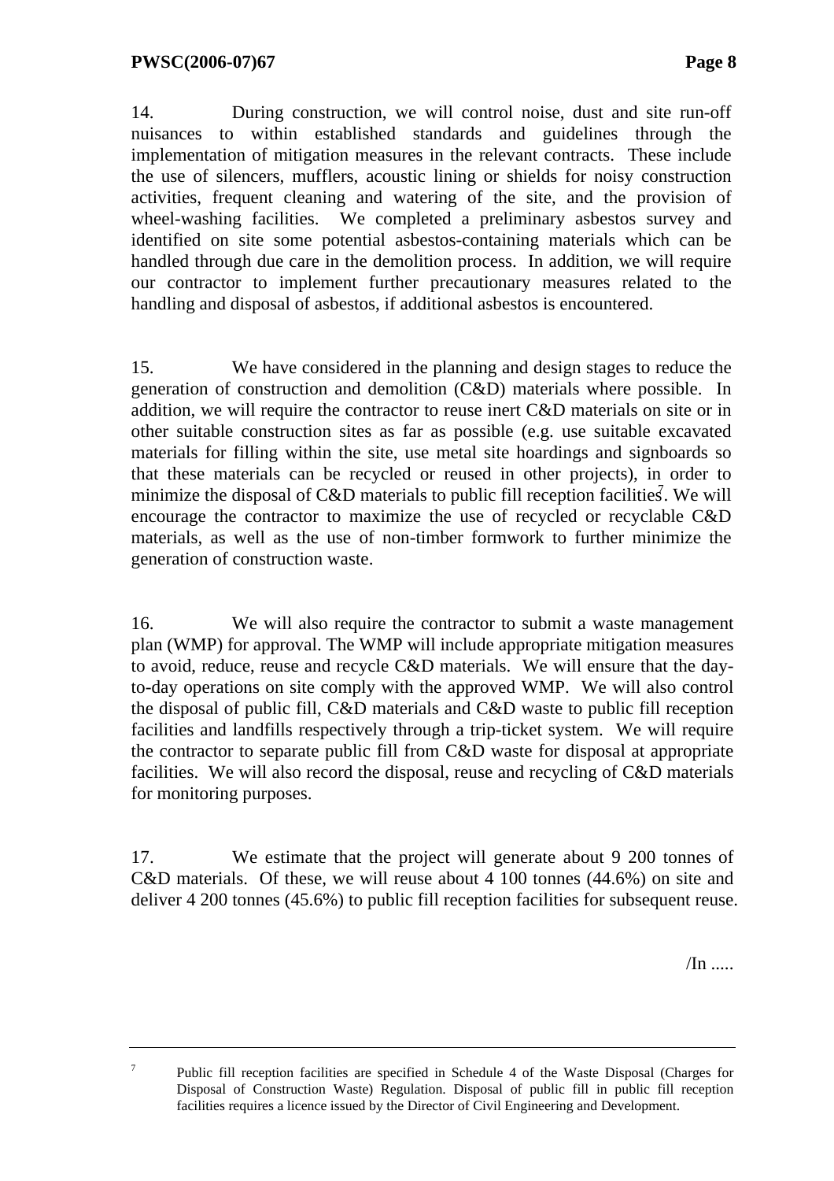14. During construction, we will control noise, dust and site run-off nuisances to within established standards and guidelines through the implementation of mitigation measures in the relevant contracts. These include the use of silencers, mufflers, acoustic lining or shields for noisy construction activities, frequent cleaning and watering of the site, and the provision of wheel-washing facilities. We completed a preliminary asbestos survey and identified on site some potential asbestos-containing materials which can be handled through due care in the demolition process. In addition, we will require our contractor to implement further precautionary measures related to the handling and disposal of asbestos, if additional asbestos is encountered.

15. We have considered in the planning and design stages to reduce the generation of construction and demolition (C&D) materials where possible. In addition, we will require the contractor to reuse inert C&D materials on site or in other suitable construction sites as far as possible (e.g. use suitable excavated materials for filling within the site, use metal site hoardings and signboards so that these materials can be recycled or reused in other projects), in order to minimize the disposal of C&D materials to public fill reception facilities[7]. We will encourage the contractor to maximize the use of recycled or recyclable C&D materials, as well as the use of non-timber formwork to further minimize the generation of construction waste.

16. We will also require the contractor to submit a waste management plan (WMP) for approval. The WMP will include appropriate mitigation measures to avoid, reduce, reuse and recycle C&D materials. We will ensure that the day-to-day operations on site comply with the approved WMP. We will also control the disposal of public fill, C&D materials and C&D waste to public fill reception facilities and landfills respectively through a trip-ticket system. We will require the contractor to separate public fill from C&D waste for disposal at appropriate facilities. We will also record the disposal, reuse and recycling of C&D materials for monitoring purposes.

17. We estimate that the project will generate about 9 200 tonnes of C&D materials. Of these, we will reuse about 4 100 tonnes (44.6%) on site and deliver 4 200 tonnes (45.6%) to public fill reception facilities for subsequent reuse.

/In .....

---

[7] Public fill reception facilities are specified in Schedule 4 of the Waste Disposal (Charges for Disposal of Construction Waste) Regulation. Disposal of public fill in public fill reception facilities requires a licence issued by the Director of Civil Engineering and Development.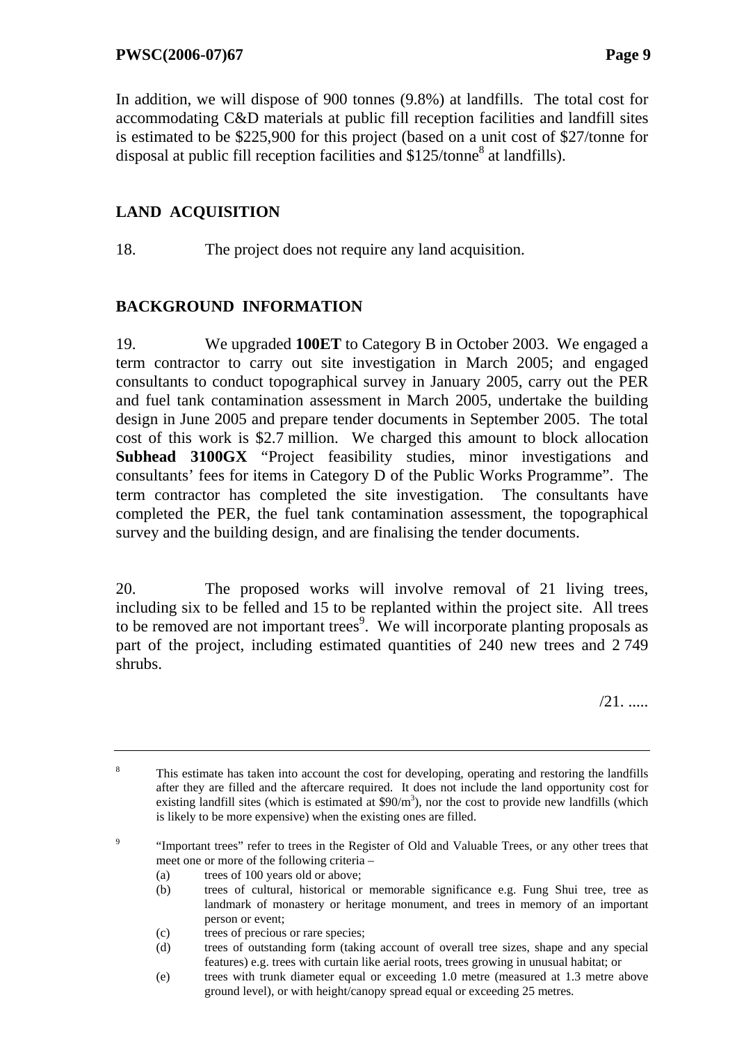In addition, we will dispose of 900 tonnes (9.8%) at landfills. The total cost for accommodating C&D materials at public fill reception facilities and landfill sites is estimated to be $225,900 for this project (based on a unit cost of $27/tonne for disposal at public fill reception facilities and $125/tonne[8] at landfills).

## LAND ACQUISITION

18. The project does not require any land acquisition.

## BACKGROUND INFORMATION

19. We upgraded **100ET** to Category B in October 2003. We engaged a term contractor to carry out site investigation in March 2005; and engaged consultants to conduct topographical survey in January 2005, carry out the PER and fuel tank contamination assessment in March 2005, undertake the building design in June 2005 and prepare tender documents in September 2005. The total cost of this work is $2.7 million. We charged this amount to block allocation **Subhead 3100GX** "Project feasibility studies, minor investigations and consultants' fees for items in Category D of the Public Works Programme". The term contractor has completed the site investigation. The consultants have completed the PER, the fuel tank contamination assessment, the topographical survey and the building design, and are finalising the tender documents.

20. The proposed works will involve removal of 21 living trees, including six to be felled and 15 to be replanted within the project site. All trees to be removed are not important trees[9]. We will incorporate planting proposals as part of the project, including estimated quantities of 240 new trees and 2 749 shrubs.

/21. .....

---

[8] This estimate has taken into account the cost for developing, operating and restoring the landfills after they are filled and the aftercare required. It does not include the land opportunity cost for existing landfill sites (which is estimated at $90/m$^3$), nor the cost to provide new landfills (which is likely to be more expensive) when the existing ones are filled.

[9] "Important trees" refer to trees in the Register of Old and Valuable Trees, or any other trees that meet one or more of the following criteria –

(a) trees of 100 years old or above;

(b) trees of cultural, historical or memorable significance e.g. Fung Shui tree, tree as landmark of monastery or heritage monument, and trees in memory of an important person or event;

(c) trees of precious or rare species;

(d) trees of outstanding form (taking account of overall tree sizes, shape and any special features) e.g. trees with curtain like aerial roots, trees growing in unusual habitat; or

(e) trees with trunk diameter equal or exceeding 1.0 metre (measured at 1.3 metre above ground level), or with height/canopy spread equal or exceeding 25 metres.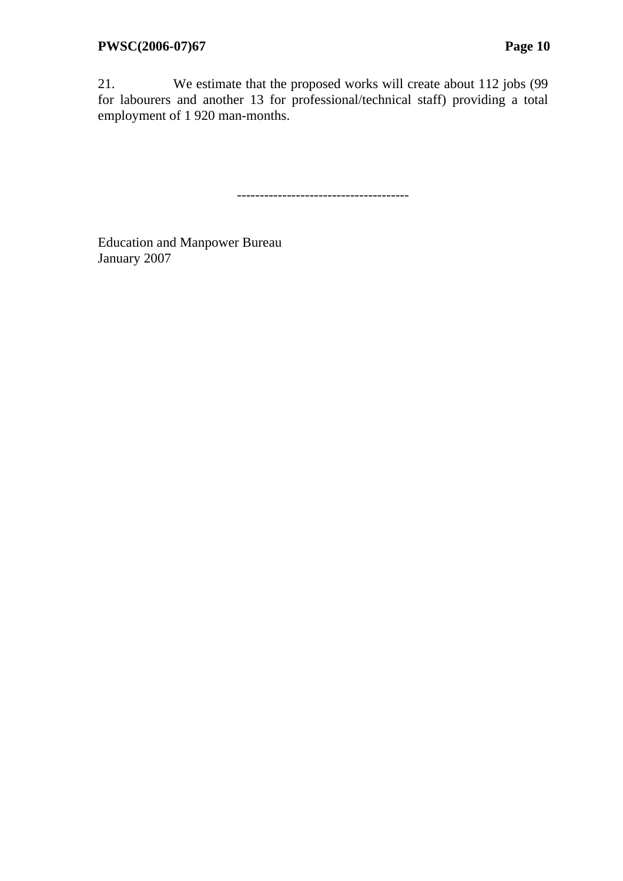21. We estimate that the proposed works will create about 112 jobs (99 for labourers and another 13 for professional/technical staff) providing a total employment of 1 920 man-months.

-------------------------------------

Education and Manpower Bureau
January 2007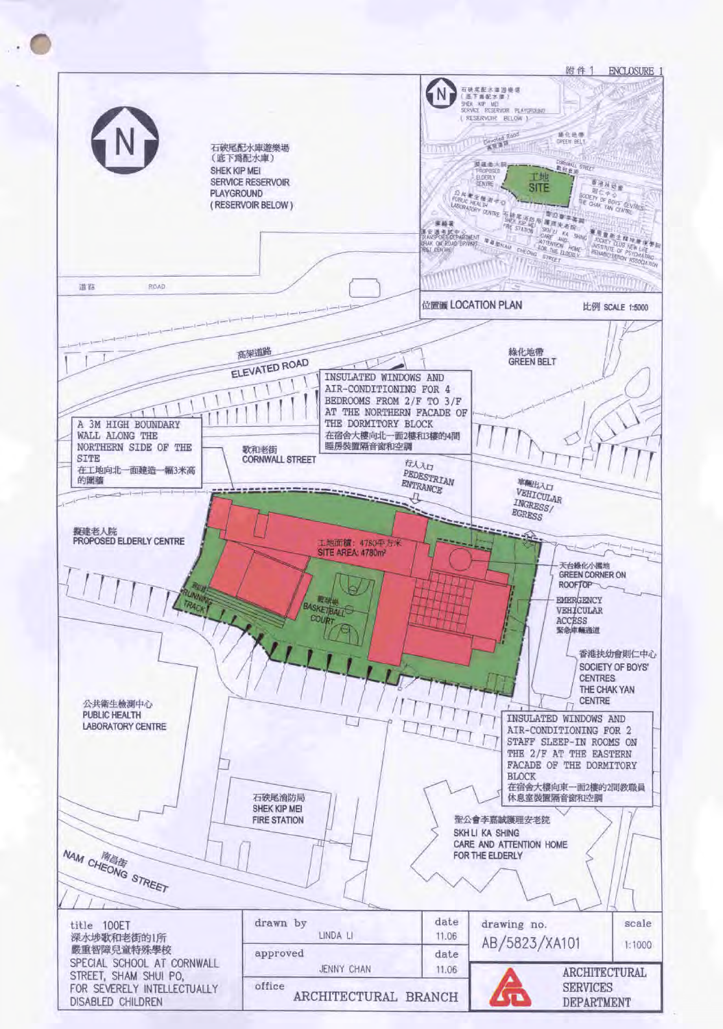附件 1 ENCLOSURE 1

石硤尾配水庫遊樂場
(底下為配水庫)
SHEK KIP MEI SERVICE RESERVOIR PLAYGROUND
(RESERVOIR BELOW)

道路 ROAD

位置圖 LOCATION PLAN

比例 SCALE 1:5000

高架道路 ELEVATED ROAD

綠化地帶 GREEN BELT

INSULATED WINDOWS AND AIR-CONDITIONING FOR 4 BEDROOMS FROM 2/F TO 3/F AT THE NORTHERN FACADE OF THE DORMITORY BLOCK
在宿舍大樓向北一面2樓和3樓的4間睡房裝置隔音窗和空調

A 3M HIGH BOUNDARY WALL ALONG THE NORTHERN SIDE OF THE SITE
在工地向北一面建造一幅3米高的圍牆

歌和老街 CORNWALL STREET

行人入口 PEDESTRIAN ENTRANCE

車輛出入口 VEHICULAR INGRESS/EGRESS

擬建老人院 PROPOSED ELDERLY CENTRE

工地面積：4780平方米
SITE AREA: 4780m²

跑道 RUNNING TRACK

籃球場 BASKETBALL COURT

天台綠化小園地 GREEN CORNER ON ROOFTOP

EMERGENCY VEHICULAR ACCESS
緊急車輛通道

香港扶幼會則仁中心
SOCIETY OF BOYS' CENTRES THE CHAK YAN CENTRE

公共衞生檢測中心
PUBLIC HEALTH LABORATORY CENTRE

INSULATED WINDOWS AND AIR-CONDITIONING FOR 2 STAFF SLEEP-IN ROOMS ON THE 2/F AT THE EASTERN FACADE OF THE DORMITORY BLOCK
在宿舍大樓向東一面2樓的2間教職員休息室裝置隔音窗和空調

石硤尾消防局
SHEK KIP MEI FIRE STATION

聖公會李嘉誠護理安老院
SKH LI KA SHING CARE AND ATTENTION HOME FOR THE ELDERLY

南昌街 NAM CHEONG STREET

| title | drawn by | date | drawing no. | scale |
|---|---|---|---|---|
| 100ET 深水埗歌和老街的1所嚴重智障兒童特殊學校 SPECIAL SCHOOL AT CORNWALL STREET, SHAM SHUI PO, FOR SEVERELY INTELLECTUALLY DISABLED CHILDREN | LINDA LI | 11.06 | AB/5823/XA101 | 1:1000 |
| | approved: JENNY CHAN | 11.06 | ARCHITECTURAL SERVICES DEPARTMENT | |
| | office: ARCHITECTURAL BRANCH | | | |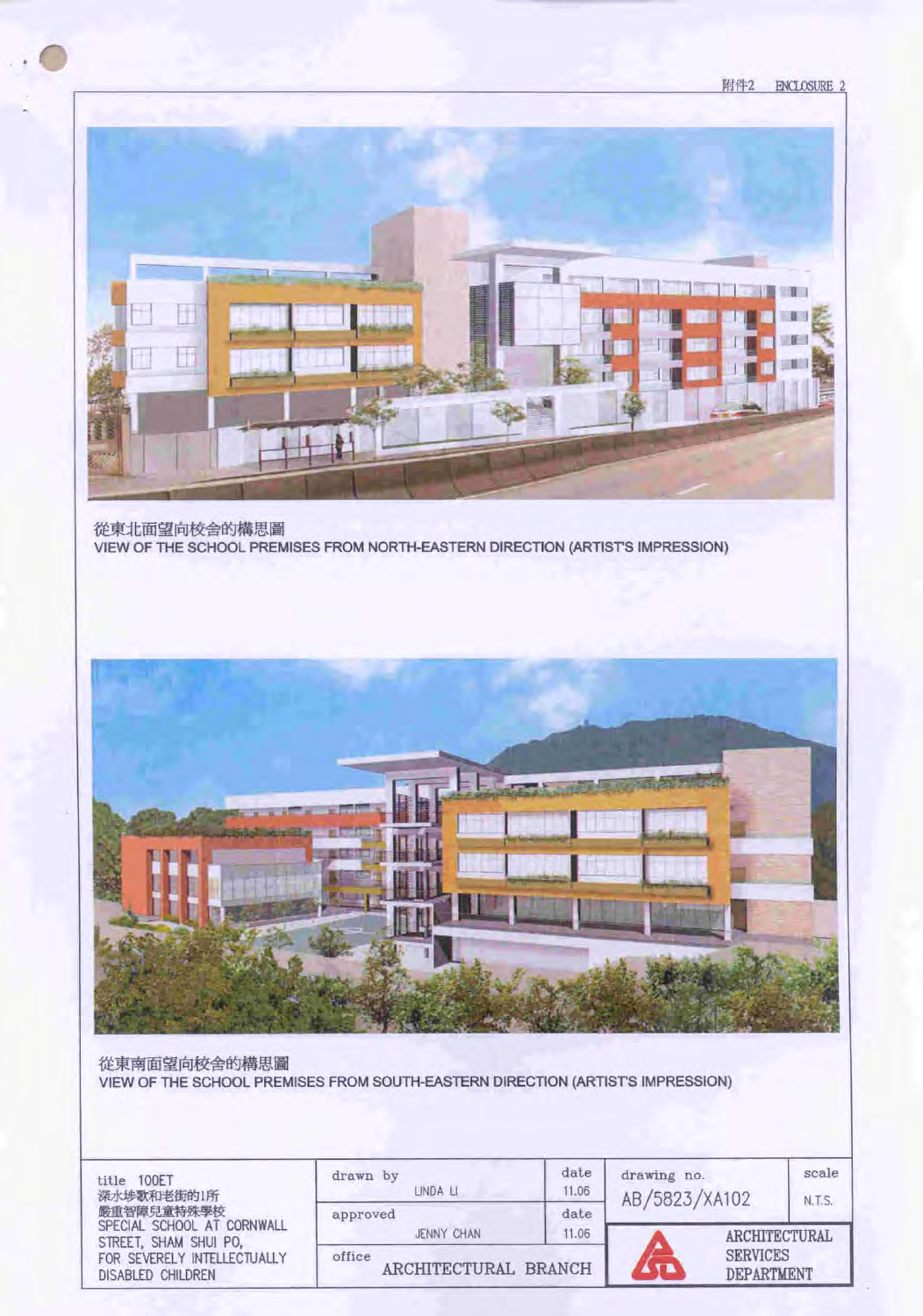附件2 ENCLOSURE 2

從東北面望向校舍的構思圖
VIEW OF THE SCHOOL PREMISES FROM NORTH-EASTERN DIRECTION (ARTIST'S IMPRESSION)

從東南面望向校舍的構思圖
VIEW OF THE SCHOOL PREMISES FROM SOUTH-EASTERN DIRECTION (ARTIST'S IMPRESSION)

| title 100ET 深水埗歌和老街的1所嚴重智障兒童特殊學校 SPECIAL SCHOOL AT CORNWALL STREET, SHAM SHUI PO, FOR SEVERELY INTELLECTUALLY DISABLED CHILDREN | drawn by LINDA LI | date 11.06 | drawing no. AB/5823/XA102 | scale N.T.S. |
| --- | --- | --- | --- | --- |
| | approved JENNY CHAN | date 11.06 | ARCHITECTURAL SERVICES DEPARTMENT | |
| | office ARCHITECTURAL BRANCH | | | |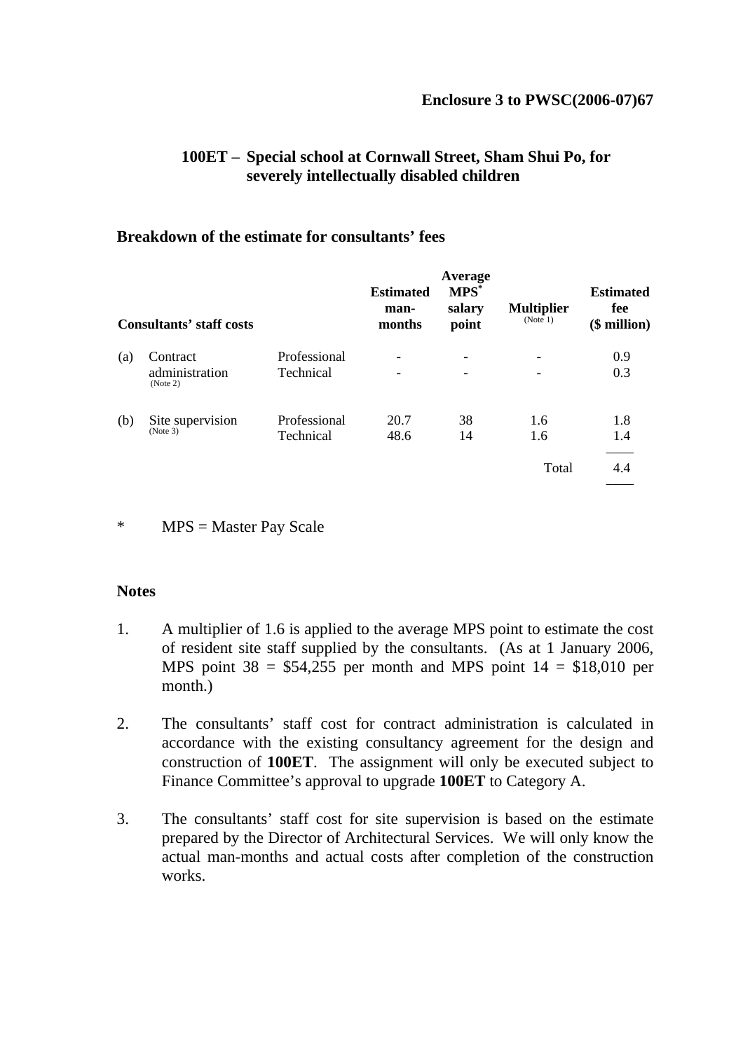**Enclosure 3 to PWSC(2006-07)67**

## 100ET – Special school at Cornwall Street, Sham Shui Po, for severely intellectually disabled children

### Breakdown of the estimate for consultants' fees

| Consultants' staff costs | | | Estimated man-months | Average MPS* salary point | Multiplier (Note 1) | Estimated fee ($ million) |
|---|---|---|---|---|---|---|
| (a) | Contract administration (Note 2) | Professional | - | - | - | 0.9 |
| | | Technical | - | - | - | 0.3 |
| (b) | Site supervision (Note 3) | Professional | 20.7 | 38 | 1.6 | 1.8 |
| | | Technical | 48.6 | 14 | 1.6 | 1.4 |
| | | | | | Total | 4.4 |

\* MPS = Master Pay Scale

### Notes

1. A multiplier of 1.6 is applied to the average MPS point to estimate the cost of resident site staff supplied by the consultants. (As at 1 January 2006, MPS point 38 = $54,255 per month and MPS point 14 = $18,010 per month.)

2. The consultants' staff cost for contract administration is calculated in accordance with the existing consultancy agreement for the design and construction of **100ET**. The assignment will only be executed subject to Finance Committee's approval to upgrade **100ET** to Category A.

3. The consultants' staff cost for site supervision is based on the estimate prepared by the Director of Architectural Services. We will only know the actual man-months and actual costs after completion of the construction works.